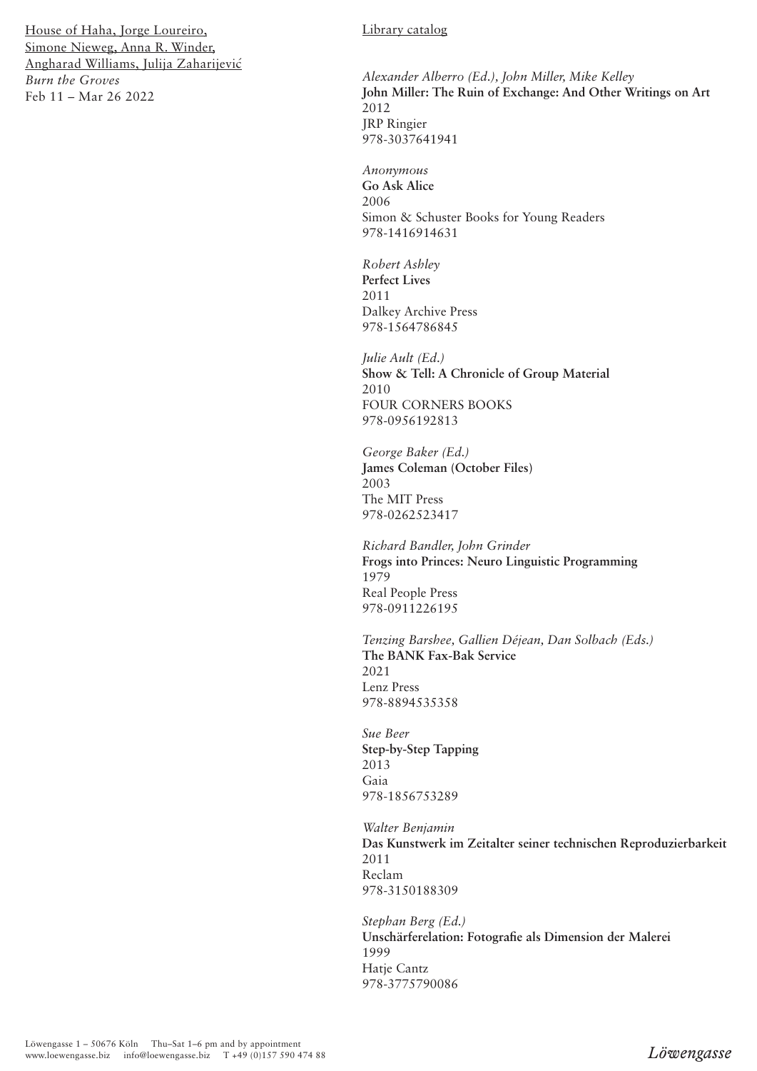House of Haha, Jorge Loureiro, Simone Nieweg, Anna R. Winder, Angharad Williams, Julija Zaharijević
*Burn the Groves*
Feb 11 – Mar 26 2022

Library catalog

*Alexander Alberro (Ed.), John Miller, Mike Kelley*
**John Miller: The Ruin of Exchange: And Other Writings on Art**
2012
JRP Ringier
978-3037641941

*Anonymous*
**Go Ask Alice**
2006
Simon & Schuster Books for Young Readers
978-1416914631

*Robert Ashley*
**Perfect Lives**
2011
Dalkey Archive Press
978-1564786845

*Julie Ault (Ed.)*
**Show & Tell: A Chronicle of Group Material**
2010
FOUR CORNERS BOOKS
978-0956192813

*George Baker (Ed.)*
**James Coleman (October Files)**
2003
The MIT Press
978-0262523417

*Richard Bandler, John Grinder*
**Frogs into Princes: Neuro Linguistic Programming**
1979
Real People Press
978-0911226195

*Tenzing Barshee, Gallien Déjean, Dan Solbach (Eds.)*
**The BANK Fax-Bak Service**
2021
Lenz Press
978-8894535358

*Sue Beer*
**Step-by-Step Tapping**
2013
Gaia
978-1856753289

*Walter Benjamin*
**Das Kunstwerk im Zeitalter seiner technischen Reproduzierbarkeit**
2011
Reclam
978-3150188309

*Stephan Berg (Ed.)*
**Unschärferelation: Fotografie als Dimension der Malerei**
1999
Hatje Cantz
978-3775790086

Löwengasse 1 – 50676 Köln Thu–Sat 1–6 pm and by appointment
www.loewengasse.biz info@loewengasse.biz T +49 (0)157 590 474 88

*Löwengasse*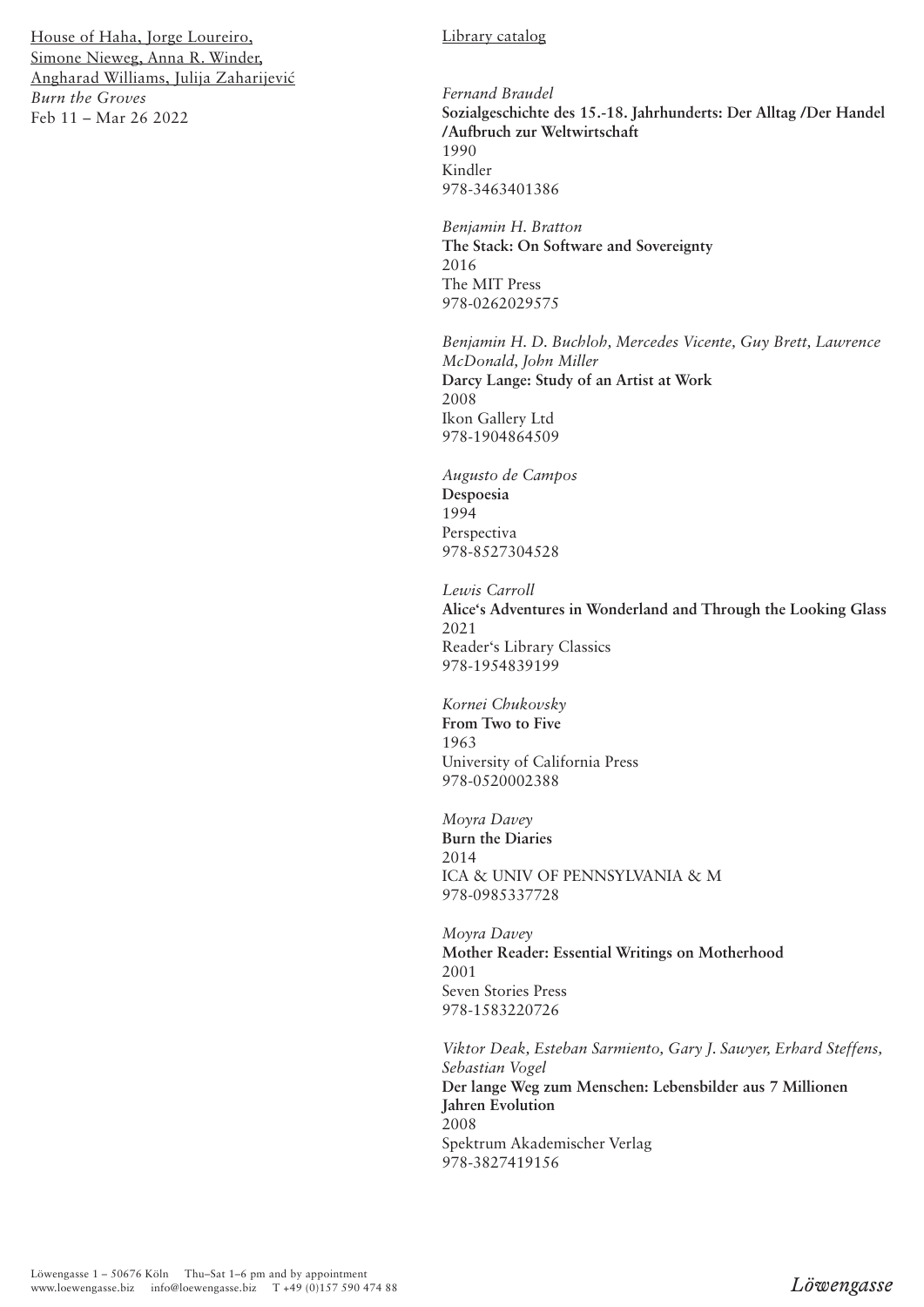House of Haha, Jorge Loureiro, Simone Nieweg, Anna R. Winder, Angharad Williams, Julija Zaharijević
*Burn the Groves*
Feb 11 – Mar 26 2022

Library catalog

*Fernand Braudel*
**Sozialgeschichte des 15.-18. Jahrhunderts: Der Alltag /Der Handel /Aufbruch zur Weltwirtschaft**
1990
Kindler
978-3463401386

*Benjamin H. Bratton*
**The Stack: On Software and Sovereignty**
2016
The MIT Press
978-0262029575

*Benjamin H. D. Buchloh, Mercedes Vicente, Guy Brett, Lawrence McDonald, John Miller*
**Darcy Lange: Study of an Artist at Work**
2008
Ikon Gallery Ltd
978-1904864509

*Augusto de Campos*
**Despoesia**
1994
Perspectiva
978-8527304528

*Lewis Carroll*
**Alice's Adventures in Wonderland and Through the Looking Glass**
2021
Reader's Library Classics
978-1954839199

*Kornei Chukovsky*
**From Two to Five**
1963
University of California Press
978-0520002388

*Moyra Davey*
**Burn the Diaries**
2014
ICA & UNIV OF PENNSYLVANIA & M
978-0985337728

*Moyra Davey*
**Mother Reader: Essential Writings on Motherhood**
2001
Seven Stories Press
978-1583220726

*Viktor Deak, Esteban Sarmiento, Gary J. Sawyer, Erhard Steffens, Sebastian Vogel*
**Der lange Weg zum Menschen: Lebensbilder aus 7 Millionen Jahren Evolution**
2008
Spektrum Akademischer Verlag
978-3827419156

Löwengasse 1 – 50676 Köln Thu–Sat 1–6 pm and by appointment
www.loewengasse.biz info@loewengasse.biz T +49 (0)157 590 474 88

*Löwengasse*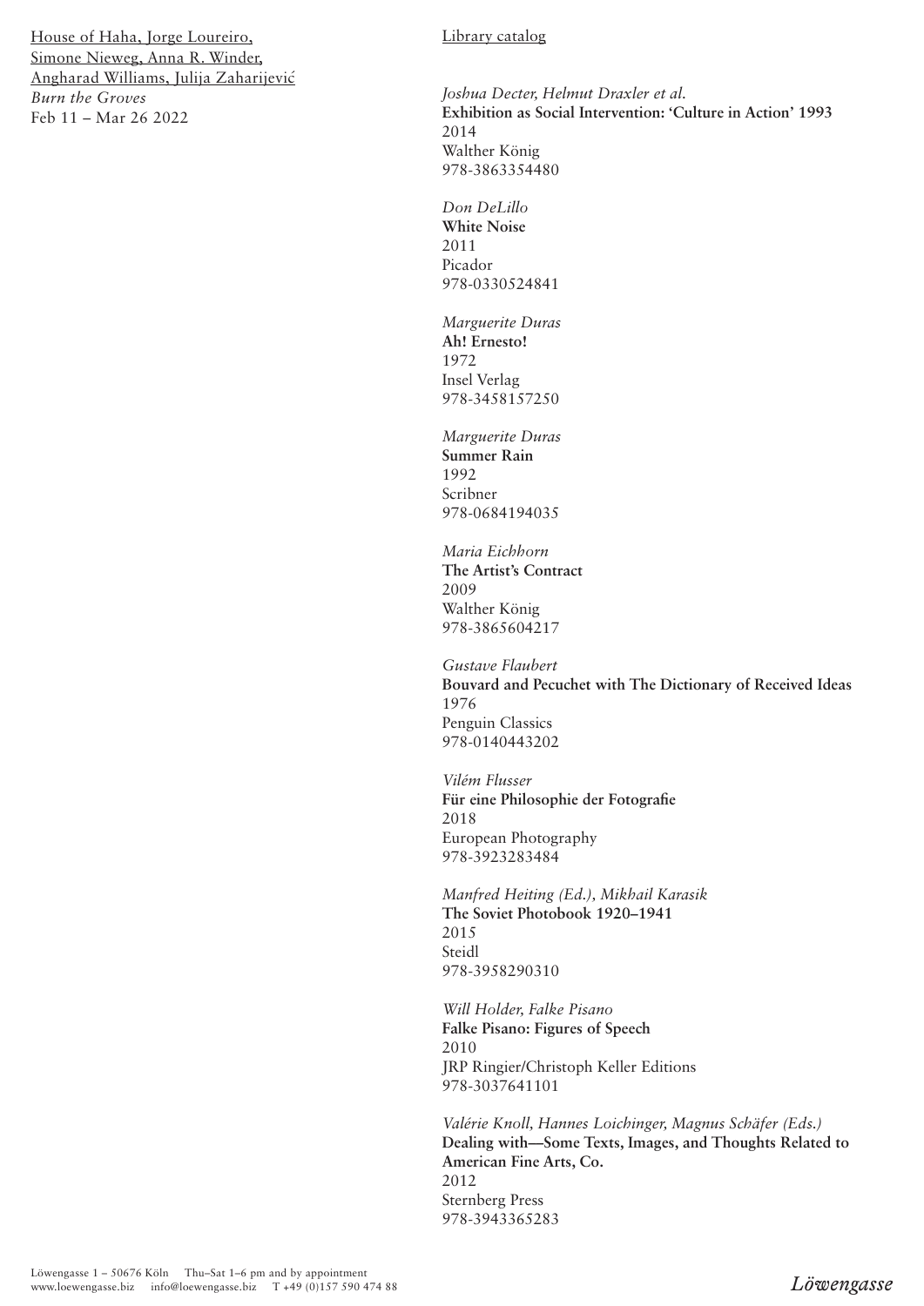House of Haha, Jorge Loureiro, Simone Nieweg, Anna R. Winder, Angharad Williams, Julija Zaharijević
*Burn the Groves*
Feb 11 – Mar 26 2022

Library catalog

*Joshua Decter, Helmut Draxler et al.*
**Exhibition as Social Intervention: 'Culture in Action' 1993**
2014
Walther König
978-3863354480

*Don DeLillo*
**White Noise**
2011
Picador
978-0330524841

*Marguerite Duras*
**Ah! Ernesto!**
1972
Insel Verlag
978-3458157250

*Marguerite Duras*
**Summer Rain**
1992
Scribner
978-0684194035

*Maria Eichhorn*
**The Artist's Contract**
2009
Walther König
978-3865604217

*Gustave Flaubert*
**Bouvard and Pecuchet with The Dictionary of Received Ideas**
1976
Penguin Classics
978-0140443202

*Vilém Flusser*
**Für eine Philosophie der Fotografie**
2018
European Photography
978-3923283484

*Manfred Heiting (Ed.), Mikhail Karasik*
**The Soviet Photobook 1920–1941**
2015
Steidl
978-3958290310

*Will Holder, Falke Pisano*
**Falke Pisano: Figures of Speech**
2010
JRP Ringier/Christoph Keller Editions
978-3037641101

*Valérie Knoll, Hannes Loichinger, Magnus Schäfer (Eds.)*
**Dealing with—Some Texts, Images, and Thoughts Related to American Fine Arts, Co.**
2012
Sternberg Press
978-3943365283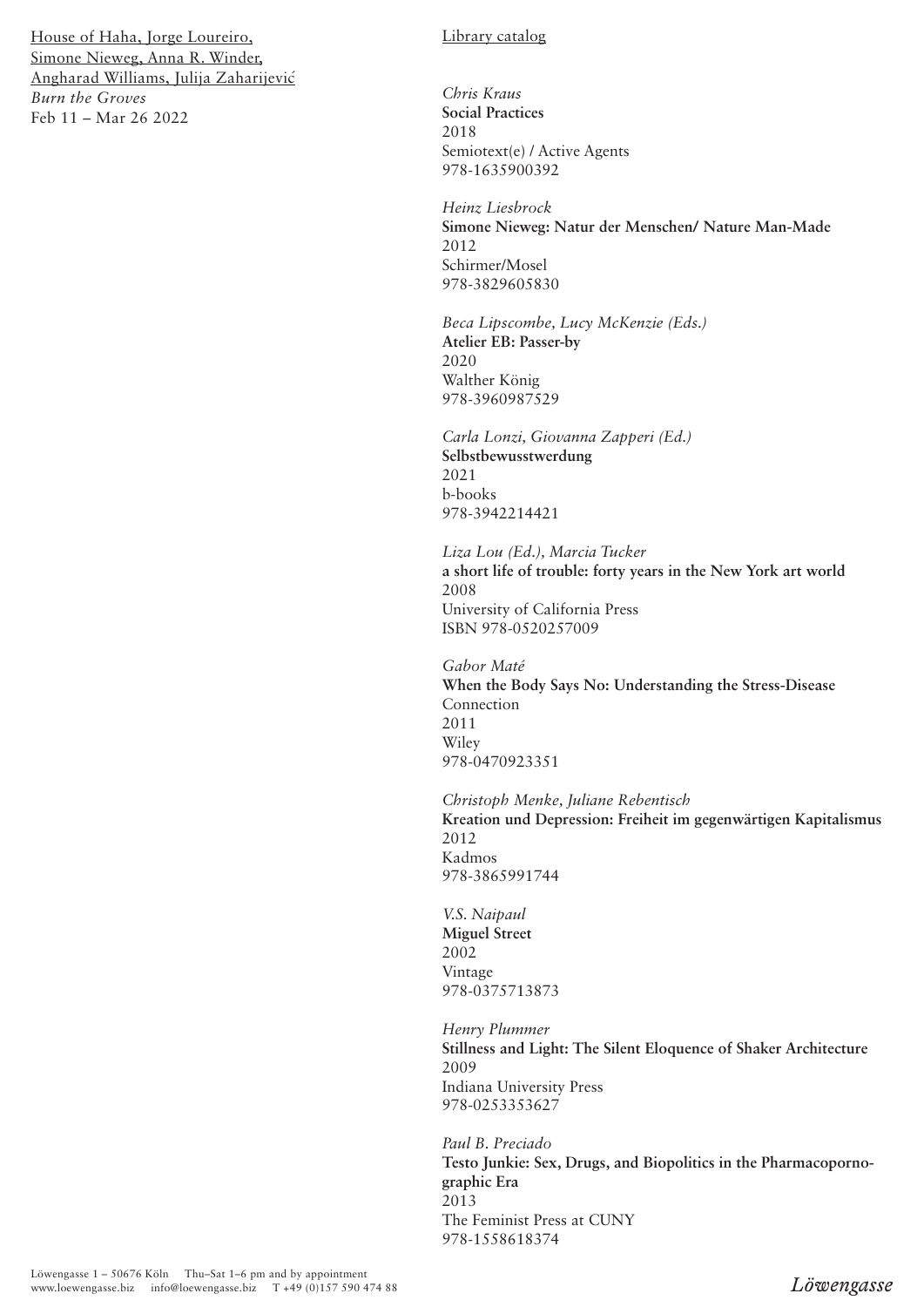House of Haha, Jorge Loureiro, Simone Nieweg, Anna R. Winder, Angharad Williams, Julija Zaharijević
*Burn the Groves*
Feb 11 – Mar 26 2022

Library catalog

*Chris Kraus*
**Social Practices**
2018
Semiotext(e) / Active Agents
978-1635900392

*Heinz Liesbrock*
**Simone Nieweg: Natur der Menschen/ Nature Man-Made**
2012
Schirmer/Mosel
978-3829605830

*Beca Lipscombe, Lucy McKenzie (Eds.)*
**Atelier EB: Passer-by**
2020
Walther König
978-3960987529

*Carla Lonzi, Giovanna Zapperi (Ed.)*
**Selbstbewusstwerdung**
2021
b-books
978-3942214421

*Liza Lou (Ed.), Marcia Tucker*
**a short life of trouble: forty years in the New York art world**
2008
University of California Press
ISBN 978-0520257009

*Gabor Maté*
**When the Body Says No: Understanding the Stress-Disease**
Connection
2011
Wiley
978-0470923351

*Christoph Menke, Juliane Rebentisch*
**Kreation und Depression: Freiheit im gegenwärtigen Kapitalismus**
2012
Kadmos
978-3865991744

*V.S. Naipaul*
**Miguel Street**
2002
Vintage
978-0375713873

*Henry Plummer*
**Stillness and Light: The Silent Eloquence of Shaker Architecture**
2009
Indiana University Press
978-0253353627

*Paul B. Preciado*
**Testo Junkie: Sex, Drugs, and Biopolitics in the Pharmacopornographic Era**
2013
The Feminist Press at CUNY
978-1558618374

Löwengasse 1 – 50676 Köln Thu–Sat 1–6 pm and by appointment
www.loewengasse.biz info@loewengasse.biz T +49 (0)157 590 474 88

*Löwengasse*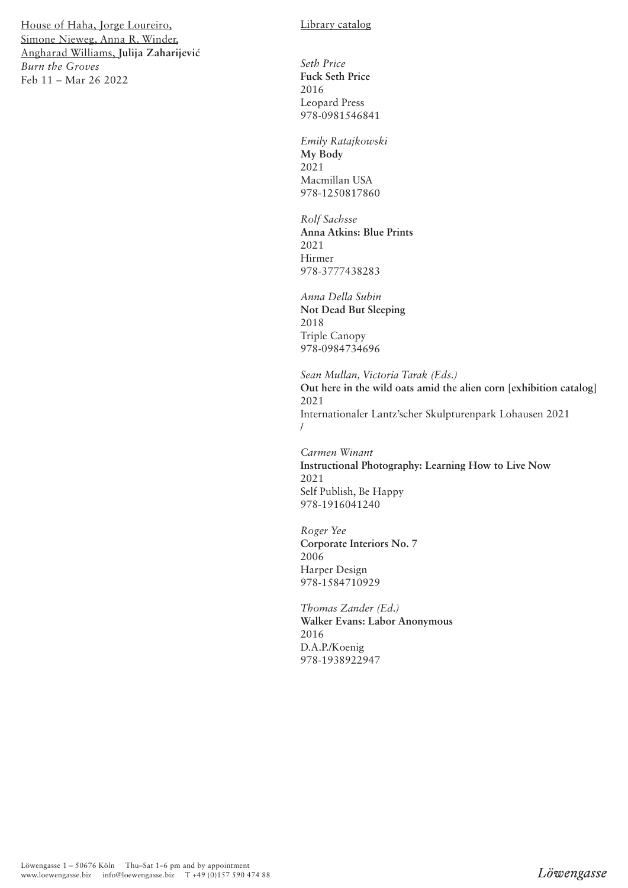House of Haha, Jorge Loureiro, Simone Nieweg, Anna R. Winder, Angharad Williams, **Julija Zaharijević**
*Burn the Groves*
Feb 11 – Mar 26 2022

Library catalog

*Seth Price*
**Fuck Seth Price**
2016
Leopard Press
978-0981546841

*Emily Ratajkowski*
**My Body**
2021
Macmillan USA
978-1250817860

*Rolf Sachsse*
**Anna Atkins: Blue Prints**
2021
Hirmer
978-3777438283

*Anna Della Subin*
**Not Dead But Sleeping**
2018
Triple Canopy
978-0984734696

*Sean Mullan, Victoria Tarak (Eds.)*
**Out here in the wild oats amid the alien corn [exhibition catalog]**
2021
Internationaler Lantz'scher Skulpturenpark Lohausen 2021
/

*Carmen Winant*
**Instructional Photography: Learning How to Live Now**
2021
Self Publish, Be Happy
978-1916041240

*Roger Yee*
**Corporate Interiors No. 7**
2006
Harper Design
978-1584710929

*Thomas Zander (Ed.)*
**Walker Evans: Labor Anonymous**
2016
D.A.P./Koenig
978-1938922947

Löwengasse 1 – 50676 Köln Thu–Sat 1–6 pm and by appointment
www.loewengasse.biz info@loewengasse.biz T +49 (0)157 590 474 88

*Löwengasse*